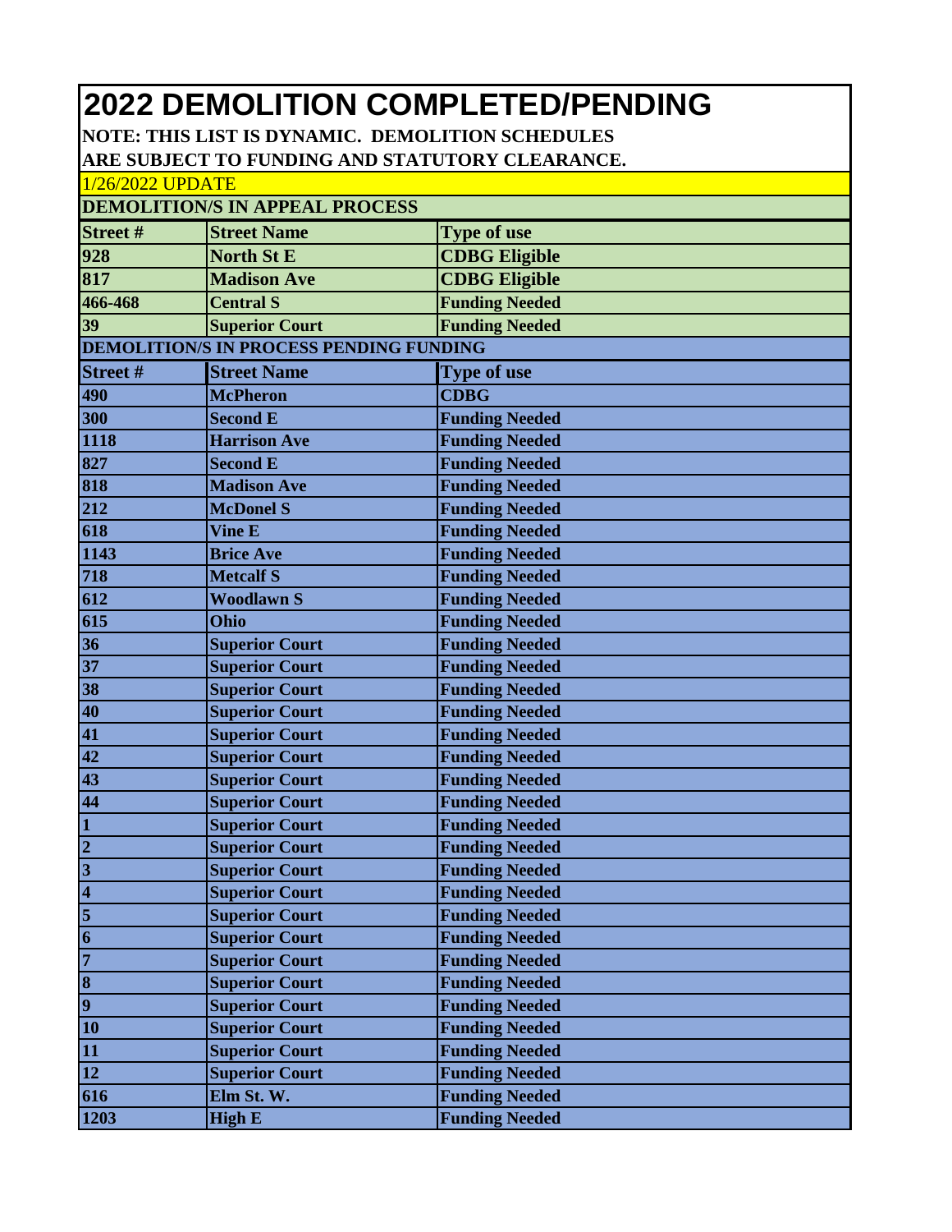# 2022 DEMOLITION COMPLETED/PENDING

**NOTE: THIS LIST IS DYNAMIC. DEMOLITION SCHEDULES ARE SUBJECT TO FUNDING AND STATUTORY CLEARANCE.**

1/26/2022 UPDATE

**DEMOLITION/S IN APPEAL PROCESS**

| Street # | Street Name | Type of use |
|---|---|---|
| 928 | North St E | CDBG Eligible |
| 817 | Madison Ave | CDBG Eligible |
| 466-468 | Central S | Funding Needed |
| 39 | Superior Court | Funding Needed |

**DEMOLITION/S IN PROCESS PENDING FUNDING**

| Street # | Street Name | Type of use |
|---|---|---|
| 490 | McPheron | CDBG |
| 300 | Second E | Funding Needed |
| 1118 | Harrison Ave | Funding Needed |
| 827 | Second E | Funding Needed |
| 818 | Madison Ave | Funding Needed |
| 212 | McDonel S | Funding Needed |
| 618 | Vine E | Funding Needed |
| 1143 | Brice Ave | Funding Needed |
| 718 | Metcalf S | Funding Needed |
| 612 | Woodlawn S | Funding Needed |
| 615 | Ohio | Funding Needed |
| 36 | Superior Court | Funding Needed |
| 37 | Superior Court | Funding Needed |
| 38 | Superior Court | Funding Needed |
| 40 | Superior Court | Funding Needed |
| 41 | Superior Court | Funding Needed |
| 42 | Superior Court | Funding Needed |
| 43 | Superior Court | Funding Needed |
| 44 | Superior Court | Funding Needed |
| 1 | Superior Court | Funding Needed |
| 2 | Superior Court | Funding Needed |
| 3 | Superior Court | Funding Needed |
| 4 | Superior Court | Funding Needed |
| 5 | Superior Court | Funding Needed |
| 6 | Superior Court | Funding Needed |
| 7 | Superior Court | Funding Needed |
| 8 | Superior Court | Funding Needed |
| 9 | Superior Court | Funding Needed |
| 10 | Superior Court | Funding Needed |
| 11 | Superior Court | Funding Needed |
| 12 | Superior Court | Funding Needed |
| 616 | Elm St. W. | Funding Needed |
| 1203 | High E | Funding Needed |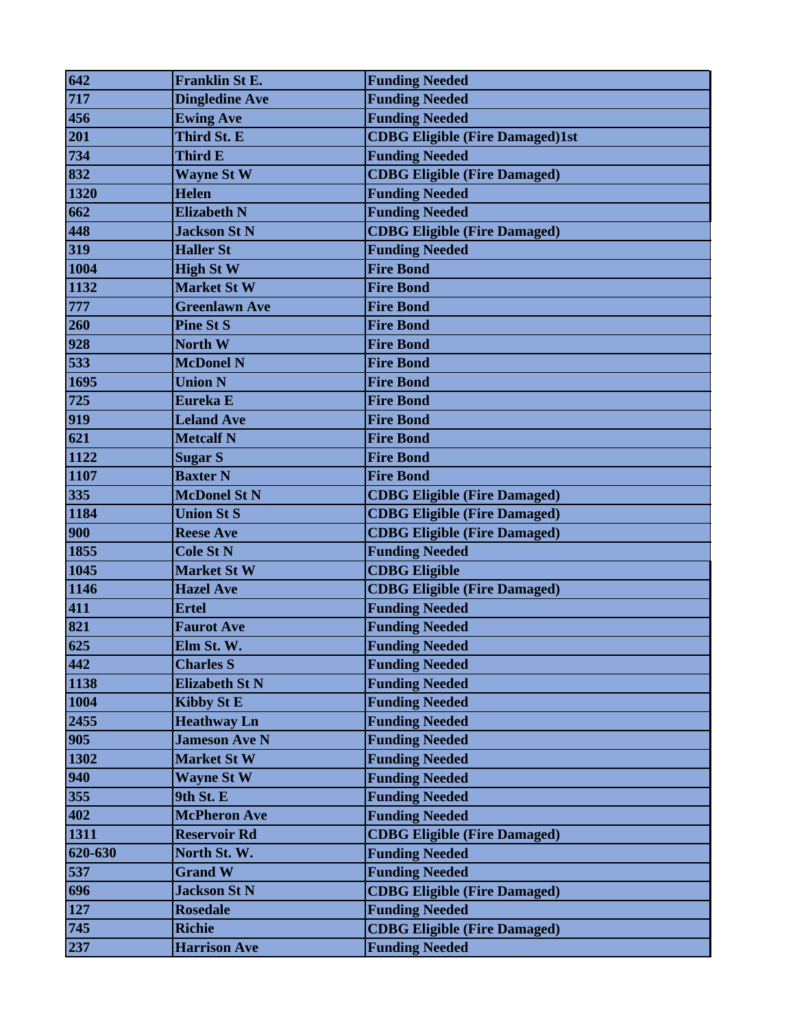| | | |
|---|---|---|
| **642** | **Franklin St E.** | **Funding Needed** |
| **717** | **Dingledine Ave** | **Funding Needed** |
| **456** | **Ewing Ave** | **Funding Needed** |
| **201** | **Third St. E** | **CDBG Eligible (Fire Damaged)1st** |
| **734** | **Third E** | **Funding Needed** |
| **832** | **Wayne St W** | **CDBG Eligible (Fire Damaged)** |
| **1320** | **Helen** | **Funding Needed** |
| **662** | **Elizabeth N** | **Funding Needed** |
| **448** | **Jackson St N** | **CDBG Eligible (Fire Damaged)** |
| **319** | **Haller St** | **Funding Needed** |
| **1004** | **High St W** | **Fire Bond** |
| **1132** | **Market St W** | **Fire Bond** |
| **777** | **Greenlawn Ave** | **Fire Bond** |
| **260** | **Pine St S** | **Fire Bond** |
| **928** | **North W** | **Fire Bond** |
| **533** | **McDonel N** | **Fire Bond** |
| **1695** | **Union N** | **Fire Bond** |
| **725** | **Eureka E** | **Fire Bond** |
| **919** | **Leland Ave** | **Fire Bond** |
| **621** | **Metcalf N** | **Fire Bond** |
| **1122** | **Sugar S** | **Fire Bond** |
| **1107** | **Baxter N** | **Fire Bond** |
| **335** | **McDonel St N** | **CDBG Eligible (Fire Damaged)** |
| **1184** | **Union St S** | **CDBG Eligible (Fire Damaged)** |
| **900** | **Reese Ave** | **CDBG Eligible (Fire Damaged)** |
| **1855** | **Cole St N** | **Funding Needed** |
| **1045** | **Market St W** | **CDBG Eligible** |
| **1146** | **Hazel Ave** | **CDBG Eligible (Fire Damaged)** |
| **411** | **Ertel** | **Funding Needed** |
| **821** | **Faurot Ave** | **Funding Needed** |
| **625** | **Elm St. W.** | **Funding Needed** |
| **442** | **Charles S** | **Funding Needed** |
| **1138** | **Elizabeth St N** | **Funding Needed** |
| **1004** | **Kibby St E** | **Funding Needed** |
| **2455** | **Heathway Ln** | **Funding Needed** |
| **905** | **Jameson Ave N** | **Funding Needed** |
| **1302** | **Market St W** | **Funding Needed** |
| **940** | **Wayne St W** | **Funding Needed** |
| **355** | **9th St. E** | **Funding Needed** |
| **402** | **McPheron Ave** | **Funding Needed** |
| **1311** | **Reservoir Rd** | **CDBG Eligible (Fire Damaged)** |
| **620-630** | **North St. W.** | **Funding Needed** |
| **537** | **Grand W** | **Funding Needed** |
| **696** | **Jackson St N** | **CDBG Eligible (Fire Damaged)** |
| **127** | **Rosedale** | **Funding Needed** |
| **745** | **Richie** | **CDBG Eligible (Fire Damaged)** |
| **237** | **Harrison Ave** | **Funding Needed** |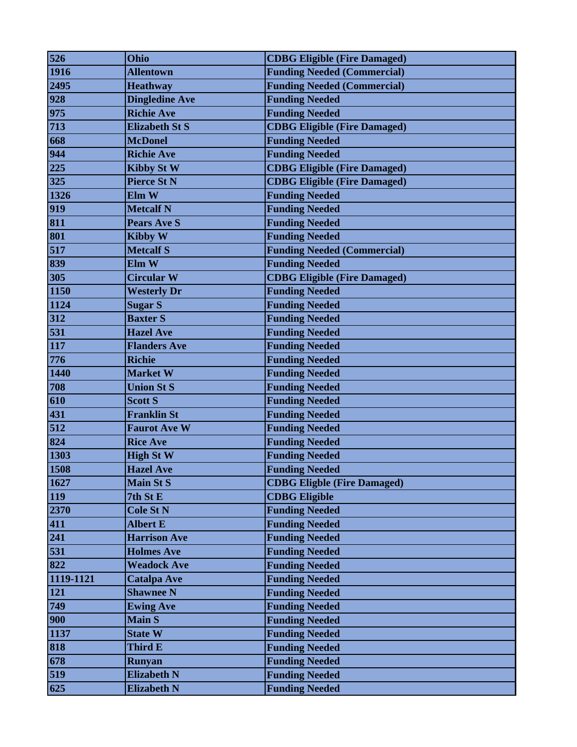| | | |
|---|---|---|
| 526 | Ohio | CDBG Eligible (Fire Damaged) |
| 1916 | Allentown | Funding Needed (Commercial) |
| 2495 | Heathway | Funding Needed (Commercial) |
| 928 | Dingledine Ave | Funding Needed |
| 975 | Richie Ave | Funding Needed |
| 713 | Elizabeth St S | CDBG Eligible (Fire Damaged) |
| 668 | McDonel | Funding Needed |
| 944 | Richie Ave | Funding Needed |
| 225 | Kibby St W | CDBG Eligible (Fire Damaged) |
| 325 | Pierce St N | CDBG Eligible (Fire Damaged) |
| 1326 | Elm W | Funding Needed |
| 919 | Metcalf N | Funding Needed |
| 811 | Pears Ave S | Funding Needed |
| 801 | Kibby W | Funding Needed |
| 517 | Metcalf S | Funding Needed (Commercial) |
| 839 | Elm W | Funding Needed |
| 305 | Circular W | CDBG Eligible (Fire Damaged) |
| 1150 | Westerly Dr | Funding Needed |
| 1124 | Sugar S | Funding Needed |
| 312 | Baxter S | Funding Needed |
| 531 | Hazel Ave | Funding Needed |
| 117 | Flanders Ave | Funding Needed |
| 776 | Richie | Funding Needed |
| 1440 | Market W | Funding Needed |
| 708 | Union St S | Funding Needed |
| 610 | Scott S | Funding Needed |
| 431 | Franklin St | Funding Needed |
| 512 | Faurot Ave W | Funding Needed |
| 824 | Rice Ave | Funding Needed |
| 1303 | High St W | Funding Needed |
| 1508 | Hazel Ave | Funding Needed |
| 1627 | Main St S | CDBG Eligble (Fire Damaged) |
| 119 | 7th St E | CDBG Eligible |
| 2370 | Cole St N | Funding Needed |
| 411 | Albert E | Funding Needed |
| 241 | Harrison Ave | Funding Needed |
| 531 | Holmes Ave | Funding Needed |
| 822 | Weadock Ave | Funding Needed |
| 1119-1121 | Catalpa Ave | Funding Needed |
| 121 | Shawnee N | Funding Needed |
| 749 | Ewing Ave | Funding Needed |
| 900 | Main S | Funding Needed |
| 1137 | State W | Funding Needed |
| 818 | Third E | Funding Needed |
| 678 | Runyan | Funding Needed |
| 519 | Elizabeth N | Funding Needed |
| 625 | Elizabeth N | Funding Needed |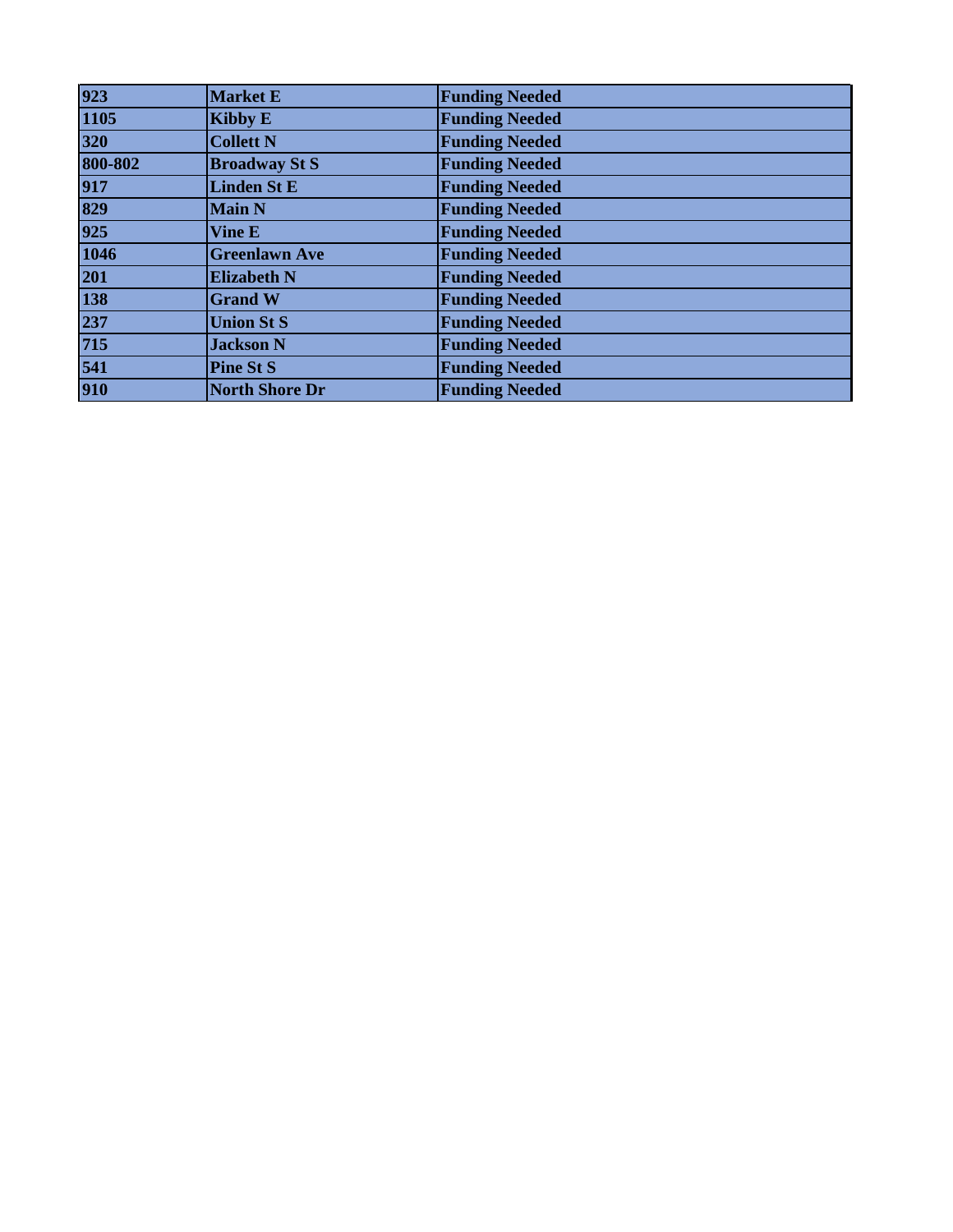| | | |
|---|---|---|
| **923** | **Market E** | **Funding Needed** |
| **1105** | **Kibby E** | **Funding Needed** |
| **320** | **Collett N** | **Funding Needed** |
| **800-802** | **Broadway St S** | **Funding Needed** |
| **917** | **Linden St E** | **Funding Needed** |
| **829** | **Main N** | **Funding Needed** |
| **925** | **Vine E** | **Funding Needed** |
| **1046** | **Greenlawn Ave** | **Funding Needed** |
| **201** | **Elizabeth N** | **Funding Needed** |
| **138** | **Grand W** | **Funding Needed** |
| **237** | **Union St S** | **Funding Needed** |
| **715** | **Jackson N** | **Funding Needed** |
| **541** | **Pine St S** | **Funding Needed** |
| **910** | **North Shore Dr** | **Funding Needed** |